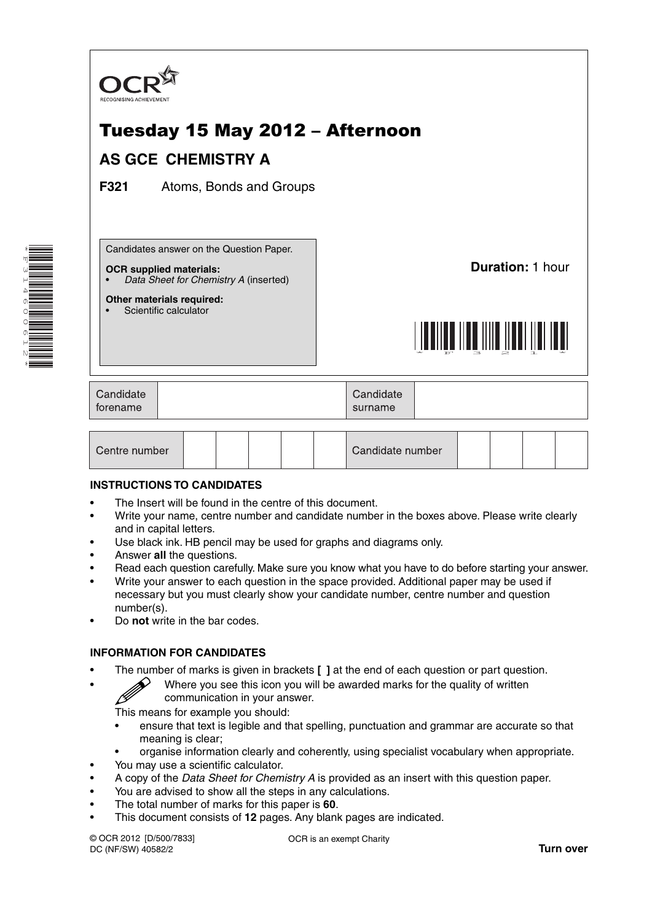OCR
RECOGNISING ACHIEVEMENT

# Tuesday 15 May 2012 – Afternoon

## AS GCE CHEMISTRY A

**F321** Atoms, Bonds and Groups

Candidates answer on the Question Paper.

**OCR supplied materials:**
- *Data Sheet for Chemistry A* (inserted)

**Other materials required:**
- Scientific calculator

**Duration:** 1 hour

| Candidate forename | | Candidate surname | |
|---|---|---|---|

| Centre number | | | | | | Candidate number | | | | |
|---|---|---|---|---|---|---|---|---|---|---|

### INSTRUCTIONS TO CANDIDATES

- The Insert will be found in the centre of this document.
- Write your name, centre number and candidate number in the boxes above. Please write clearly and in capital letters.
- Use black ink. HB pencil may be used for graphs and diagrams only.
- Answer **all** the questions.
- Read each question carefully. Make sure you know what you have to do before starting your answer.
- Write your answer to each question in the space provided. Additional paper may be used if necessary but you must clearly show your candidate number, centre number and question number(s).
- Do **not** write in the bar codes.

### INFORMATION FOR CANDIDATES

- The number of marks is given in brackets **[ ]** at the end of each question or part question.
- Where you see this icon you will be awarded marks for the quality of written communication in your answer.

  This means for example you should:
  - ensure that text is legible and that spelling, punctuation and grammar are accurate so that meaning is clear;
  - organise information clearly and coherently, using specialist vocabulary when appropriate.
- You may use a scientific calculator.
- A copy of the *Data Sheet for Chemistry A* is provided as an insert with this question paper.
- You are advised to show all the steps in any calculations.
- The total number of marks for this paper is **60**.
- This document consists of **12** pages. Any blank pages are indicated.

© OCR 2012 [D/500/7833]
DC (NF/SW) 40582/2

OCR is an exempt Charity

**Turn over**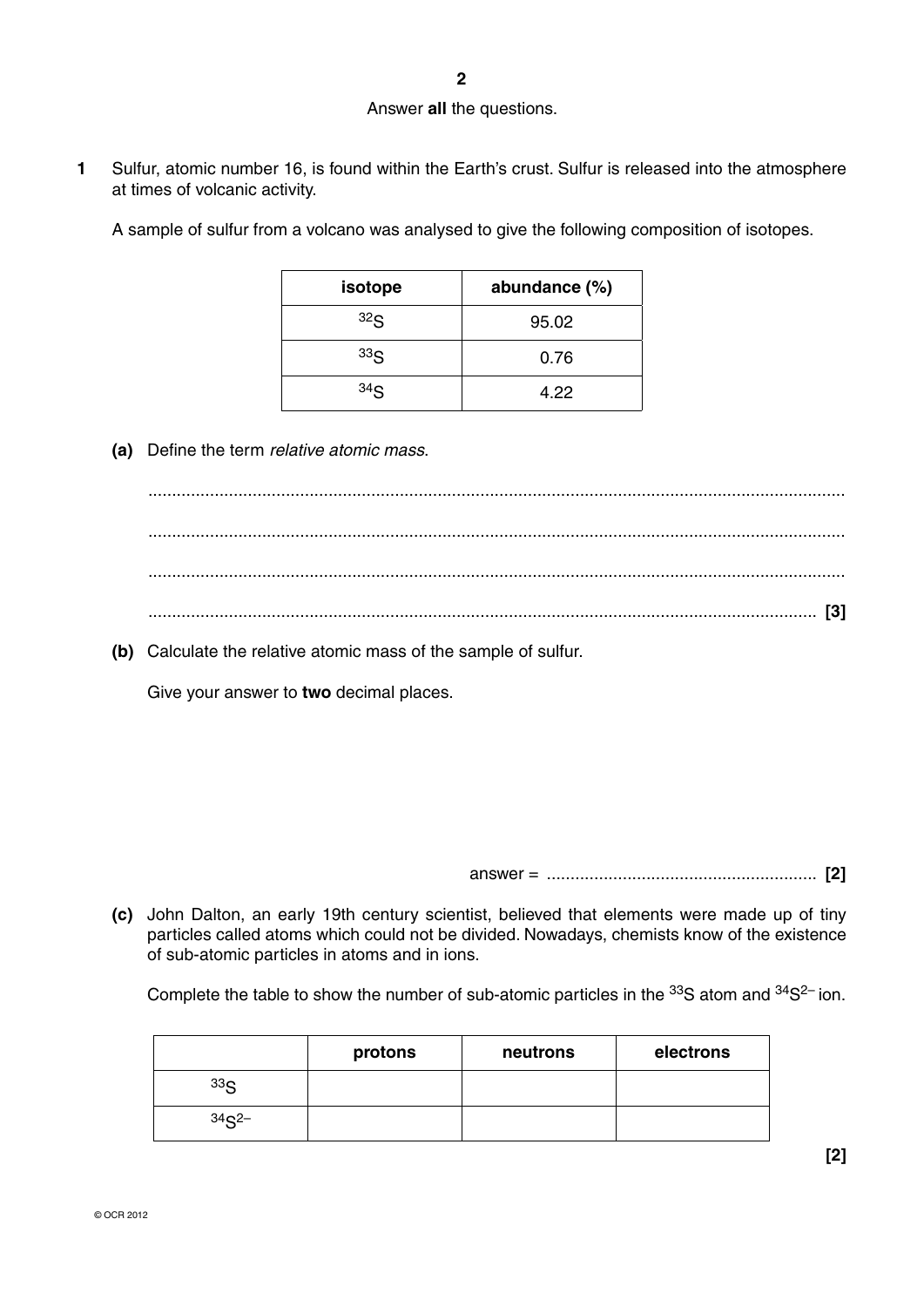Answer **all** the questions.

**1** Sulfur, atomic number 16, is found within the Earth's crust. Sulfur is released into the atmosphere at times of volcanic activity.

A sample of sulfur from a volcano was analysed to give the following composition of isotopes.

| isotope | abundance (%) |
|---|---|
| $^{32}S$ | 95.02 |
| $^{33}S$ | 0.76 |
| $^{34}S$ | 4.22 |

**(a)** Define the term *relative atomic mass*.

..........................................................................................................................................

..........................................................................................................................................

..........................................................................................................................................

.......................................................................................................................................... **[3]**

**(b)** Calculate the relative atomic mass of the sample of sulfur.

Give your answer to **two** decimal places.

answer = ......................................................... **[2]**

**(c)** John Dalton, an early 19th century scientist, believed that elements were made up of tiny particles called atoms which could not be divided. Nowadays, chemists know of the existence of sub-atomic particles in atoms and in ions.

Complete the table to show the number of sub-atomic particles in the $^{33}S$ atom and $^{34}S^{2-}$ ion.

| | protons | neutrons | electrons |
|---|---|---|---|
| $^{33}S$ | | | |
| $^{34}S^{2-}$ | | | |

**[2]**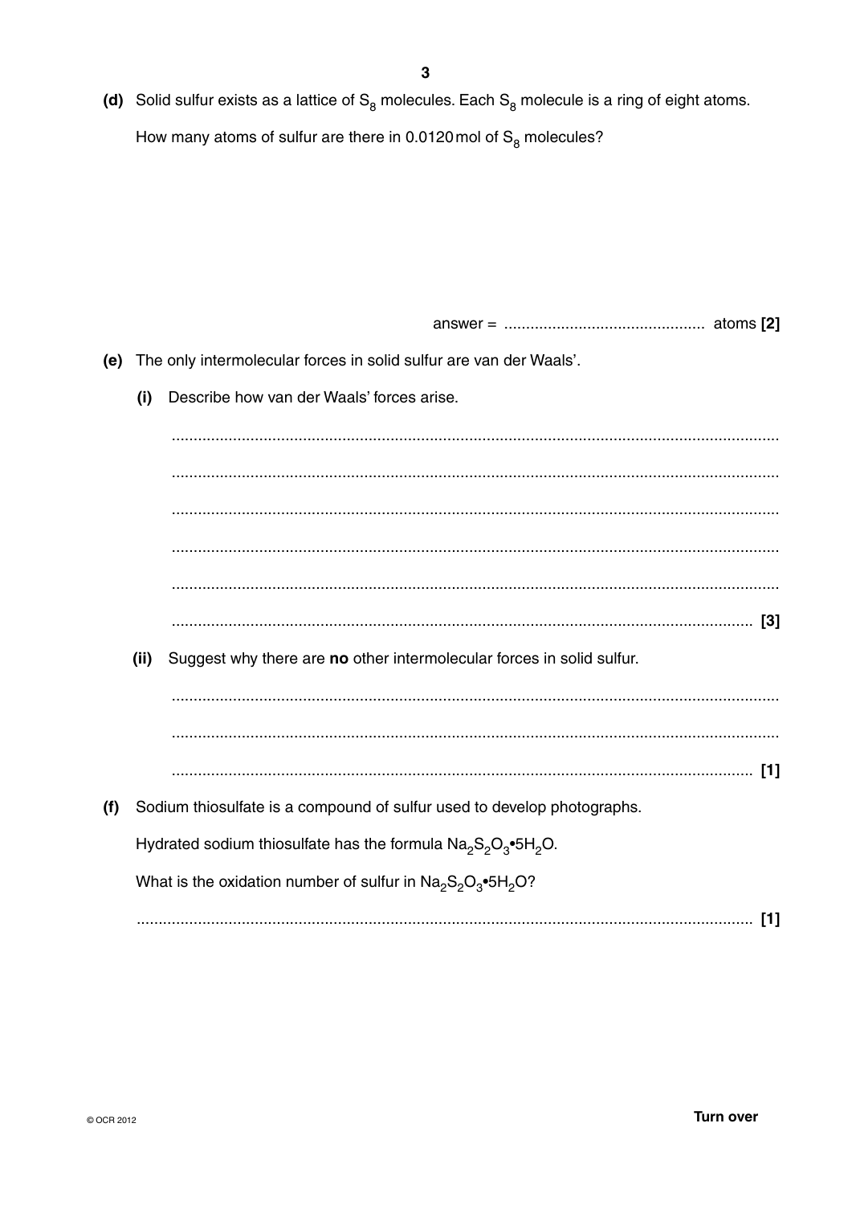**(d)** Solid sulfur exists as a lattice of $S_8$ molecules. Each $S_8$ molecule is a ring of eight atoms.

How many atoms of sulfur are there in 0.0120 mol of $S_8$ molecules?

answer = ............................................. atoms **[2]**

**(e)** The only intermolecular forces in solid sulfur are van der Waals'.

**(i)** Describe how van der Waals' forces arise.

..........................................................................................................................................

..........................................................................................................................................

..........................................................................................................................................

..........................................................................................................................................

..........................................................................................................................................

.................................................................................................................................... **[3]**

**(ii)** Suggest why there are **no** other intermolecular forces in solid sulfur.

..........................................................................................................................................

..........................................................................................................................................

.................................................................................................................................... **[1]**

**(f)** Sodium thiosulfate is a compound of sulfur used to develop photographs.

Hydrated sodium thiosulfate has the formula $Na_2S_2O_3{\bullet}5H_2O$.

What is the oxidation number of sulfur in $Na_2S_2O_3{\bullet}5H_2O$?

.................................................................................................................................... **[1]**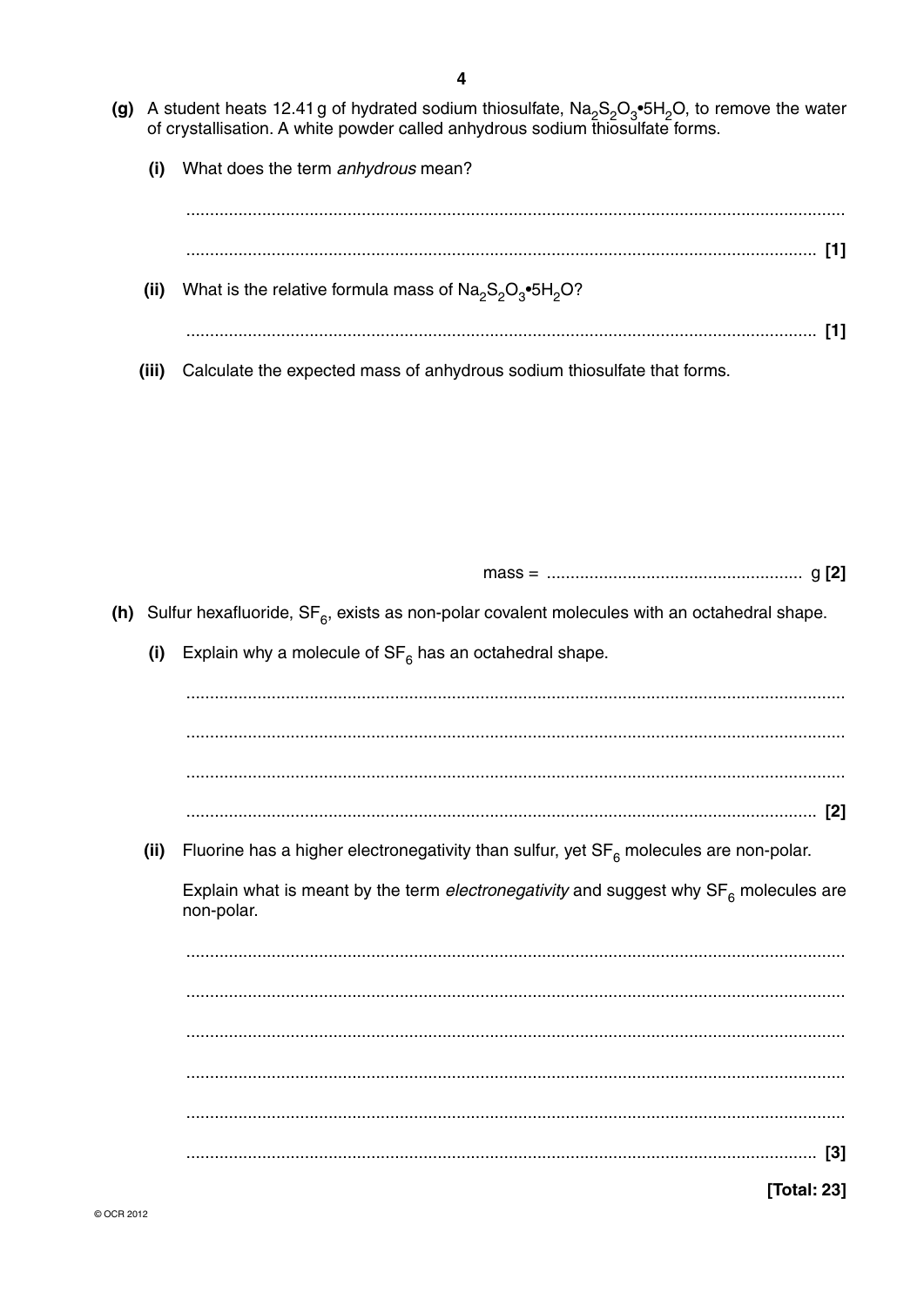**(g)** A student heats 12.41 g of hydrated sodium thiosulfate, $Na_2S_2O_3{\bullet}5H_2O$, to remove the water of crystallisation. A white powder called anhydrous sodium thiosulfate forms.

**(i)** What does the term *anhydrous* mean?

..........................................................................................................................................

.................................................................................................................................... **[1]**

**(ii)** What is the relative formula mass of $Na_2S_2O_3{\bullet}5H_2O$?

.................................................................................................................................... **[1]**

**(iii)** Calculate the expected mass of anhydrous sodium thiosulfate that forms.

mass = ...................................................... g **[2]**

**(h)** Sulfur hexafluoride, $SF_6$, exists as non-polar covalent molecules with an octahedral shape.

**(i)** Explain why a molecule of $SF_6$ has an octahedral shape.

..........................................................................................................................................

..........................................................................................................................................

..........................................................................................................................................

.................................................................................................................................... **[2]**

**(ii)** Fluorine has a higher electronegativity than sulfur, yet $SF_6$ molecules are non-polar.

Explain what is meant by the term *electronegativity* and suggest why $SF_6$ molecules are non-polar.

..........................................................................................................................................

..........................................................................................................................................

..........................................................................................................................................

..........................................................................................................................................

..........................................................................................................................................

.................................................................................................................................... **[3]**

**[Total: 23]**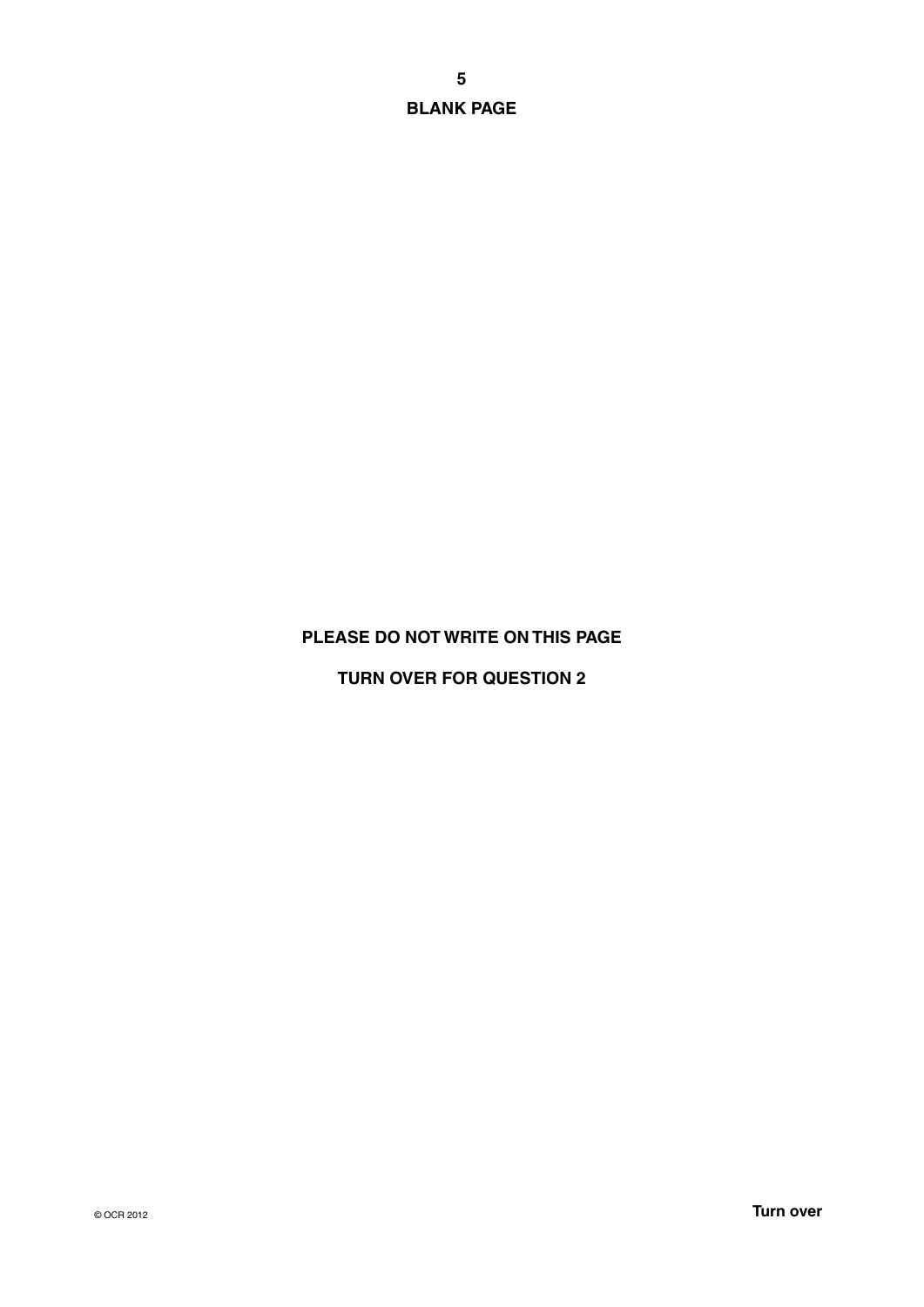**BLANK PAGE**

**PLEASE DO NOT WRITE ON THIS PAGE**

**TURN OVER FOR QUESTION 2**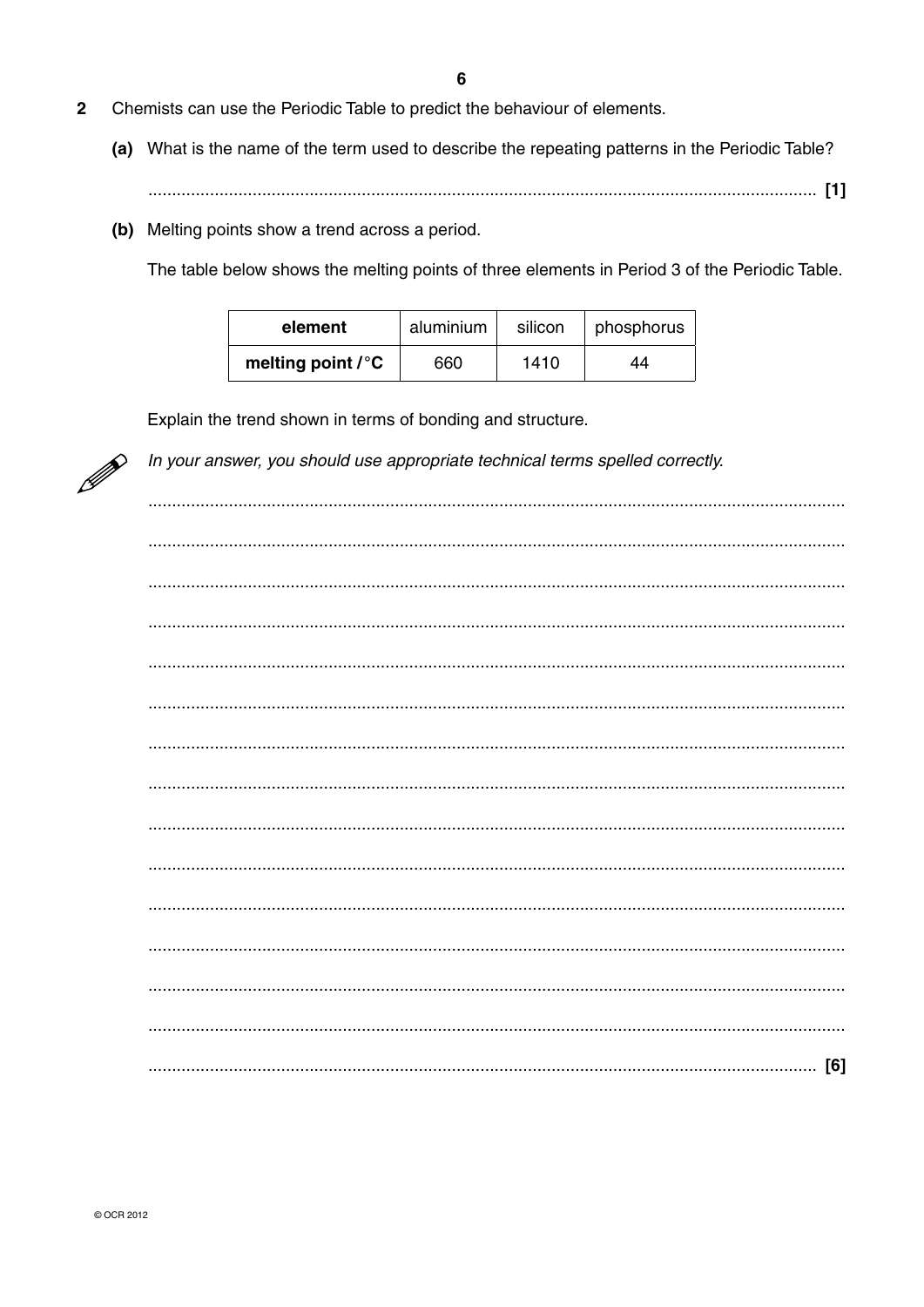**2** Chemists can use the Periodic Table to predict the behaviour of elements.

**(a)** What is the name of the term used to describe the repeating patterns in the Periodic Table?

........................................................................................................................................ **[1]**

**(b)** Melting points show a trend across a period.

The table below shows the melting points of three elements in Period 3 of the Periodic Table.

| element | aluminium | silicon | phosphorus |
|---|---|---|---|
| **melting point / °C** | 660 | 1410 | 44 |

Explain the trend shown in terms of bonding and structure.

*In your answer, you should use appropriate technical terms spelled correctly.*

........................................................................................................................................

........................................................................................................................................

........................................................................................................................................

........................................................................................................................................

........................................................................................................................................

........................................................................................................................................

........................................................................................................................................

........................................................................................................................................

........................................................................................................................................

........................................................................................................................................

........................................................................................................................................

........................................................................................................................................

........................................................................................................................................

........................................................................................................................................

........................................................................................................................................ **[6]**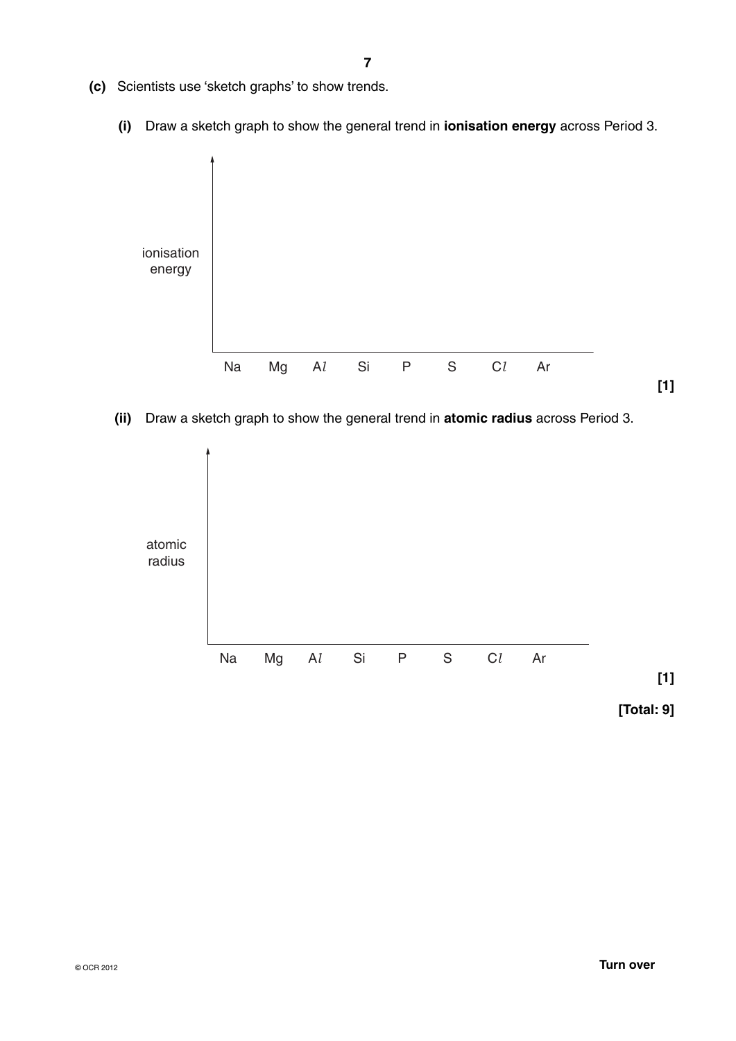**(c)** Scientists use 'sketch graphs' to show trends.

**(i)** Draw a sketch graph to show the general trend in **ionisation energy** across Period 3.

ionisation energy

Na Mg A*l* Si P S C*l* Ar

**[1]**

**(ii)** Draw a sketch graph to show the general trend in **atomic radius** across Period 3.

atomic radius

Na Mg A*l* Si P S C*l* Ar

**[1]**

**[Total: 9]**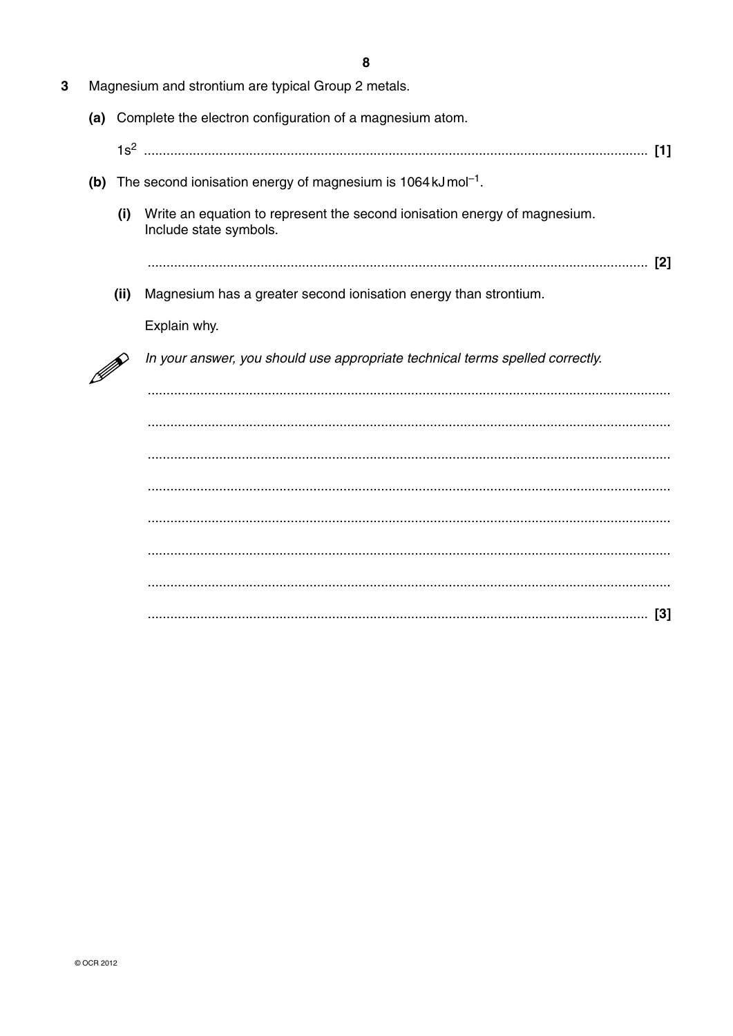**3** Magnesium and strontium are typical Group 2 metals.

**(a)** Complete the electron configuration of a magnesium atom.

$1s^2$ ........................................................................................................................................ **[1]**

**(b)** The second ionisation energy of magnesium is $1064\,kJ\,mol^{-1}$.

**(i)** Write an equation to represent the second ionisation energy of magnesium. Include state symbols.

........................................................................................................................................ **[2]**

**(ii)** Magnesium has a greater second ionisation energy than strontium.

Explain why.

*In your answer, you should use appropriate technical terms spelled correctly.*

..........................................................................................................................................

..........................................................................................................................................

..........................................................................................................................................

..........................................................................................................................................

..........................................................................................................................................

..........................................................................................................................................

..........................................................................................................................................

........................................................................................................................................ **[3]**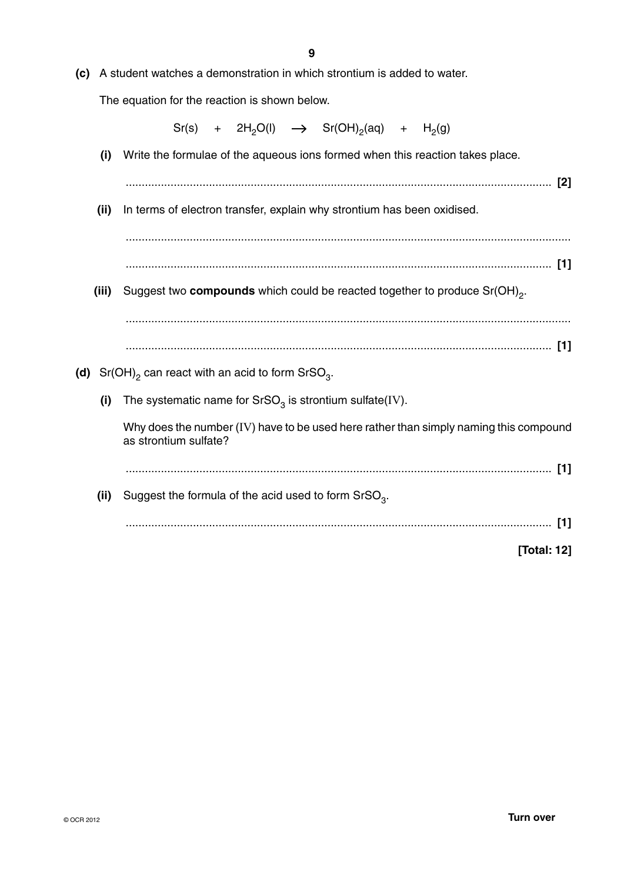(c) A student watches a demonstration in which strontium is added to water.

The equation for the reaction is shown below.

$$Sr(s) \quad + \quad 2H_2O(l) \quad \longrightarrow \quad Sr(OH)_2(aq) \quad + \quad H_2(g)$$

(i) Write the formulae of the aqueous ions formed when this reaction takes place.

........................................................................................................................................ [2]

(ii) In terms of electron transfer, explain why strontium has been oxidised.

..............................................................................................................................................

........................................................................................................................................ [1]

(iii) Suggest two **compounds** which could be reacted together to produce $Sr(OH)_2$.

..............................................................................................................................................

........................................................................................................................................ [1]

(d) $Sr(OH)_2$ can react with an acid to form $SrSO_3$.

(i) The systematic name for $SrSO_3$ is strontium sulfate(IV).

Why does the number (IV) have to be used here rather than simply naming this compound as strontium sulfate?

........................................................................................................................................ [1]

(ii) Suggest the formula of the acid used to form $SrSO_3$.

........................................................................................................................................ [1]

**[Total: 12]**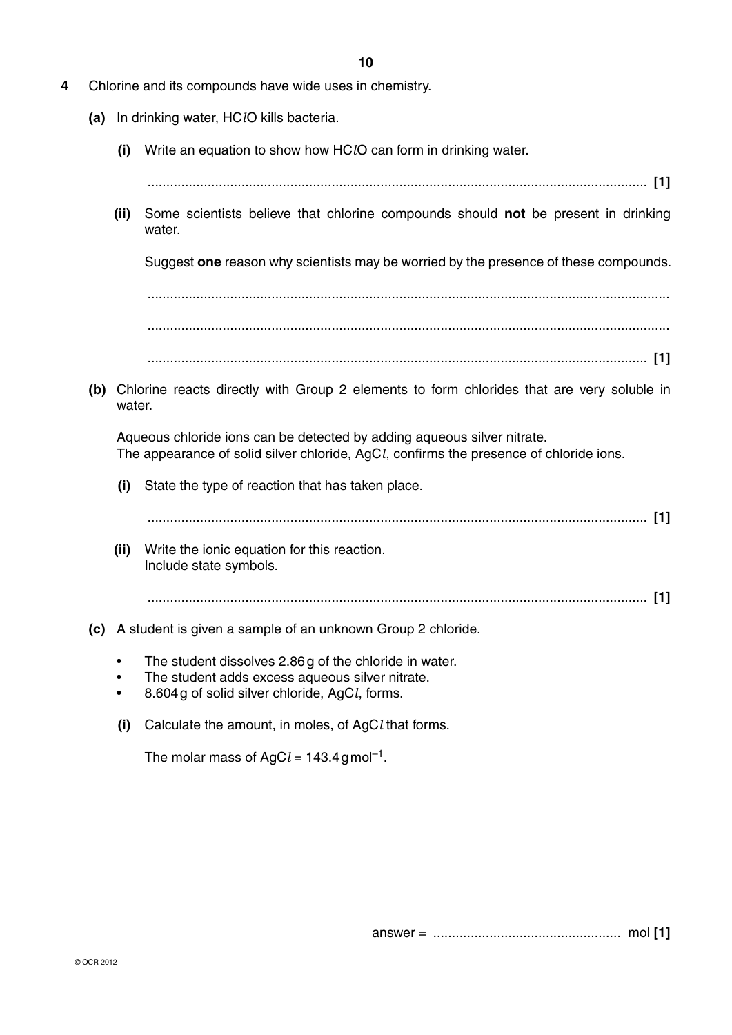**4** Chlorine and its compounds have wide uses in chemistry.

**(a)** In drinking water, $HClO$ kills bacteria.

**(i)** Write an equation to show how $HClO$ can form in drinking water.

.................................................................................................................................... **[1]**

**(ii)** Some scientists believe that chlorine compounds should **not** be present in drinking water.

Suggest **one** reason why scientists may be worried by the presence of these compounds.

....................................................................................................................................

....................................................................................................................................

.................................................................................................................................... **[1]**

**(b)** Chlorine reacts directly with Group 2 elements to form chlorides that are very soluble in water.

Aqueous chloride ions can be detected by adding aqueous silver nitrate.
The appearance of solid silver chloride, $AgCl$, confirms the presence of chloride ions.

**(i)** State the type of reaction that has taken place.

.................................................................................................................................... **[1]**

**(ii)** Write the ionic equation for this reaction.
Include state symbols.

.................................................................................................................................... **[1]**

**(c)** A student is given a sample of an unknown Group 2 chloride.

- The student dissolves 2.86 g of the chloride in water.
- The student adds excess aqueous silver nitrate.
- 8.604 g of solid silver chloride, $AgCl$, forms.

**(i)** Calculate the amount, in moles, of $AgCl$ that forms.

The molar mass of $AgCl = 143.4\ \text{g mol}^{-1}$.

answer = .................................................. mol **[1]**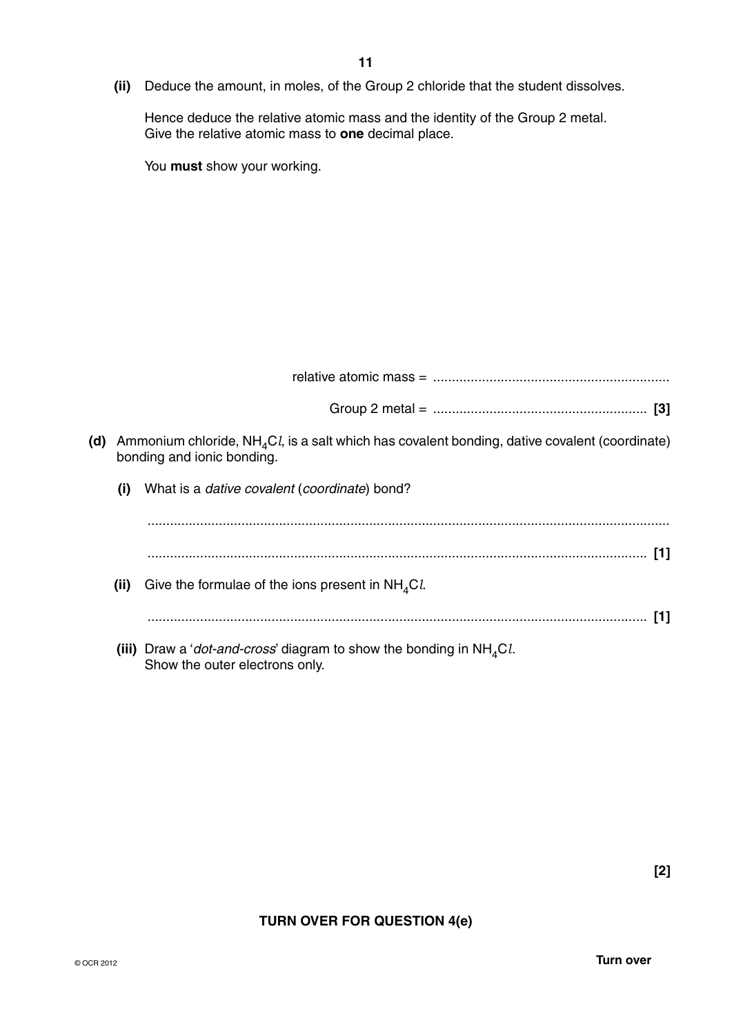**(ii)** Deduce the amount, in moles, of the Group 2 chloride that the student dissolves.

Hence deduce the relative atomic mass and the identity of the Group 2 metal.
Give the relative atomic mass to **one** decimal place.

You **must** show your working.

relative atomic mass = ..............................................................

Group 2 metal = ........................................................ **[3]**

**(d)** Ammonium chloride, $NH_4Cl$, is a salt which has covalent bonding, dative covalent (coordinate) bonding and ionic bonding.

**(i)** What is a *dative covalent* (*coordinate*) bond?

...........................................................................................................................

........................................................................................................................... **[1]**

**(ii)** Give the formulae of the ions present in $NH_4Cl$.

........................................................................................................................... **[1]**

**(iii)** Draw a '*dot-and-cross*' diagram to show the bonding in $NH_4Cl$.
Show the outer electrons only.

**[2]**

**TURN OVER FOR QUESTION 4(e)**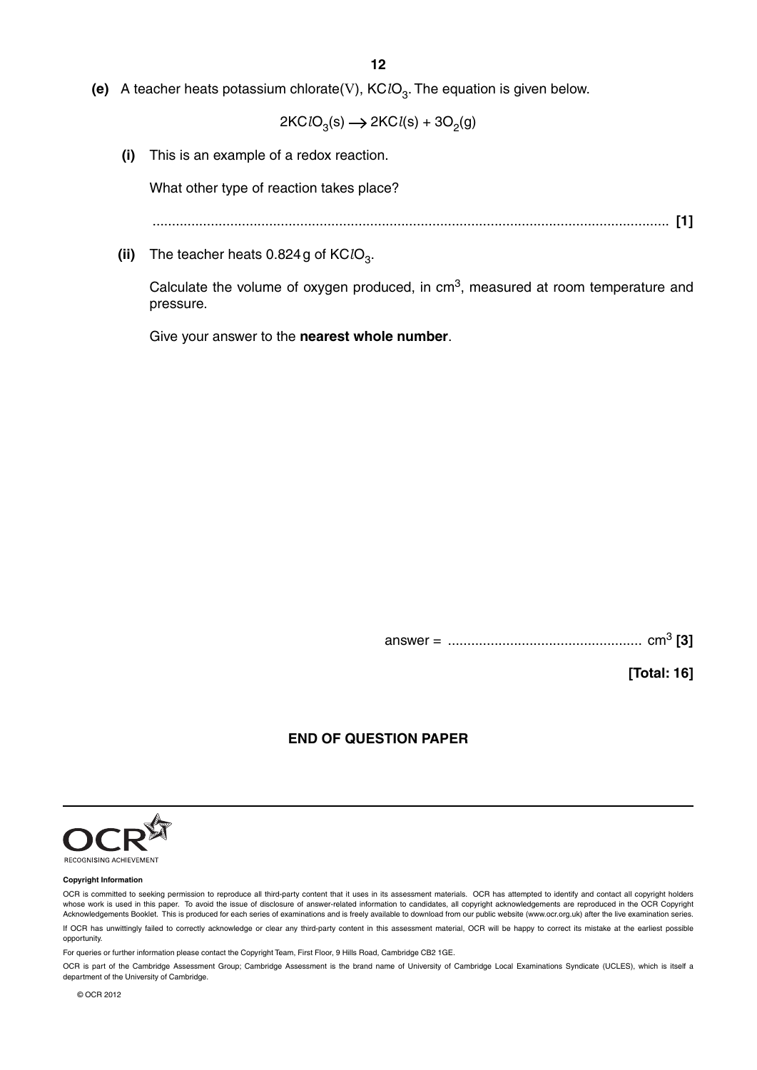**(e)** A teacher heats potassium chlorate(V), $KClO_3$. The equation is given below.

$$2KClO_3(s) \longrightarrow 2KCl(s) + 3O_2(g)$$

**(i)** This is an example of a redox reaction.

What other type of reaction takes place?

........................................................................................................................................ **[1]**

**(ii)** The teacher heats 0.824 g of $KClO_3$.

Calculate the volume of oxygen produced, in $cm^3$, measured at room temperature and pressure.

Give your answer to the **nearest whole number**.

answer = .................................................. $cm^3$ **[3]**

**[Total: 16]**

**END OF QUESTION PAPER**

**Copyright Information**

OCR is committed to seeking permission to reproduce all third-party content that it uses in its assessment materials. OCR has attempted to identify and contact all copyright holders whose work is used in this paper. To avoid the issue of disclosure of answer-related information to candidates, all copyright acknowledgements are reproduced in the OCR Copyright Acknowledgements Booklet. This is produced for each series of examinations and is freely available to download from our public website (www.ocr.org.uk) after the live examination series.

If OCR has unwittingly failed to correctly acknowledge or clear any third-party content in this assessment material, OCR will be happy to correct its mistake at the earliest possible opportunity.

For queries or further information please contact the Copyright Team, First Floor, 9 Hills Road, Cambridge CB2 1GE.

OCR is part of the Cambridge Assessment Group; Cambridge Assessment is the brand name of University of Cambridge Local Examinations Syndicate (UCLES), which is itself a department of the University of Cambridge.

© OCR 2012